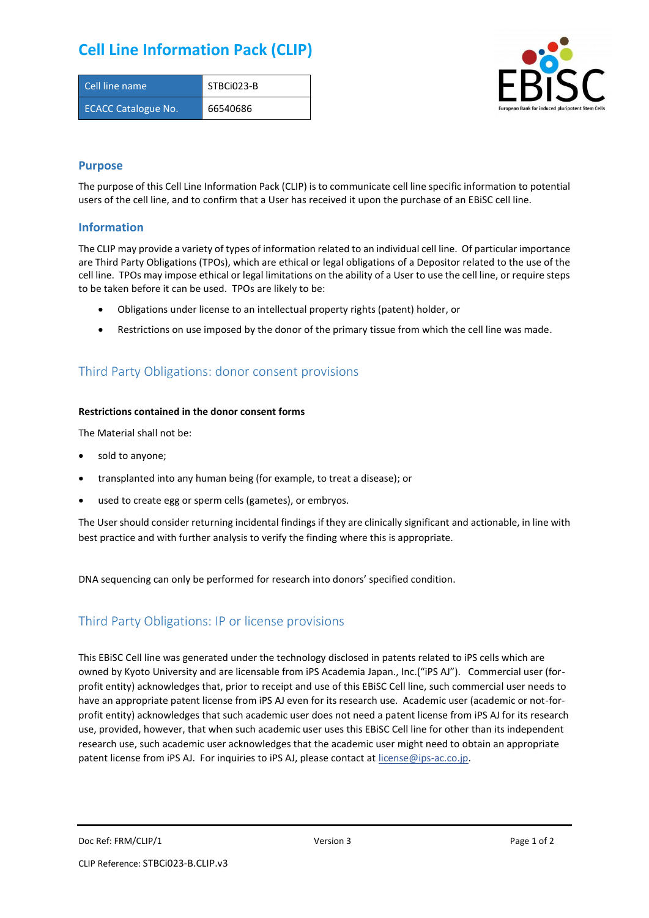# Cell Line Information Pack (CLIP)

| Cell line name | STBCi023-B |
|---|---|
| ECACC Catalogue No. | 66540686 |

## Purpose

The purpose of this Cell Line Information Pack (CLIP) is to communicate cell line specific information to potential users of the cell line, and to confirm that a User has received it upon the purchase of an EBiSC cell line.

## Information

The CLIP may provide a variety of types of information related to an individual cell line. Of particular importance are Third Party Obligations (TPOs), which are ethical or legal obligations of a Depositor related to the use of the cell line. TPOs may impose ethical or legal limitations on the ability of a User to use the cell line, or require steps to be taken before it can be used. TPOs are likely to be:

- Obligations under license to an intellectual property rights (patent) holder, or
- Restrictions on use imposed by the donor of the primary tissue from which the cell line was made.

## Third Party Obligations: donor consent provisions

**Restrictions contained in the donor consent forms**

The Material shall not be:

- sold to anyone;
- transplanted into any human being (for example, to treat a disease); or
- used to create egg or sperm cells (gametes), or embryos.

The User should consider returning incidental findings if they are clinically significant and actionable, in line with best practice and with further analysis to verify the finding where this is appropriate.

DNA sequencing can only be performed for research into donors' specified condition.

## Third Party Obligations: IP or license provisions

This EBiSC Cell line was generated under the technology disclosed in patents related to iPS cells which are owned by Kyoto University and are licensable from iPS Academia Japan., Inc.("iPS AJ"). Commercial user (for-profit entity) acknowledges that, prior to receipt and use of this EBiSC Cell line, such commercial user needs to have an appropriate patent license from iPS AJ even for its research use. Academic user (academic or not-for-profit entity) acknowledges that such academic user does not need a patent license from iPS AJ for its research use, provided, however, that when such academic user uses this EBiSC Cell line for other than its independent research use, such academic user acknowledges that the academic user might need to obtain an appropriate patent license from iPS AJ. For inquiries to iPS AJ, please contact at license@ips-ac.co.jp.

Doc Ref: FRM/CLIP/1 Version 3

CLIP Reference: STBCi023-B.CLIP.v3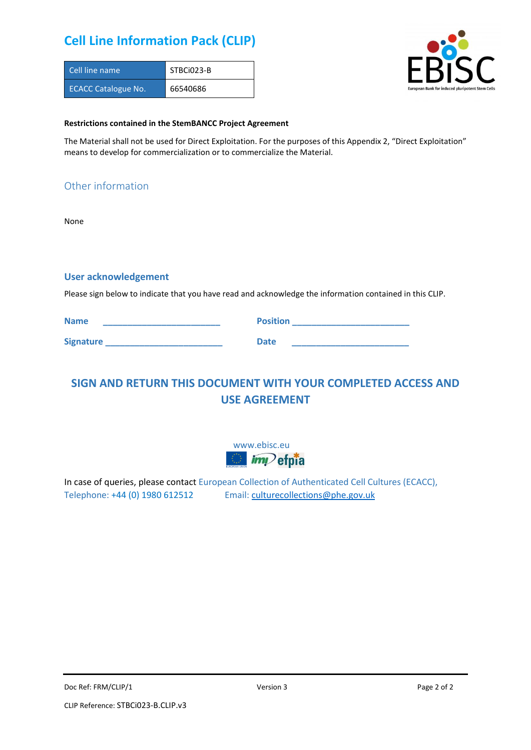# Cell Line Information Pack (CLIP)

| | |
|---|---|
| Cell line name | STBCi023-B |
| ECACC Catalogue No. | 66540686 |

**Restrictions contained in the StemBANCC Project Agreement**

The Material shall not be used for Direct Exploitation. For the purposes of this Appendix 2, "Direct Exploitation" means to develop for commercialization or to commercialize the Material.

## Other information

None

## User acknowledgement

Please sign below to indicate that you have read and acknowledge the information contained in this CLIP.

**Name** ________________________ **Position** ________________________

**Signature** ________________________ **Date** ________________________

## SIGN AND RETURN THIS DOCUMENT WITH YOUR COMPLETED ACCESS AND USE AGREEMENT

www.ebisc.eu

In case of queries, please contact European Collection of Authenticated Cell Cultures (ECACC), Telephone: +44 (0) 1980 612512 Email: culturecollections@phe.gov.uk

Doc Ref: FRM/CLIP/1 Version 3

CLIP Reference: STBCi023-B.CLIP.v3